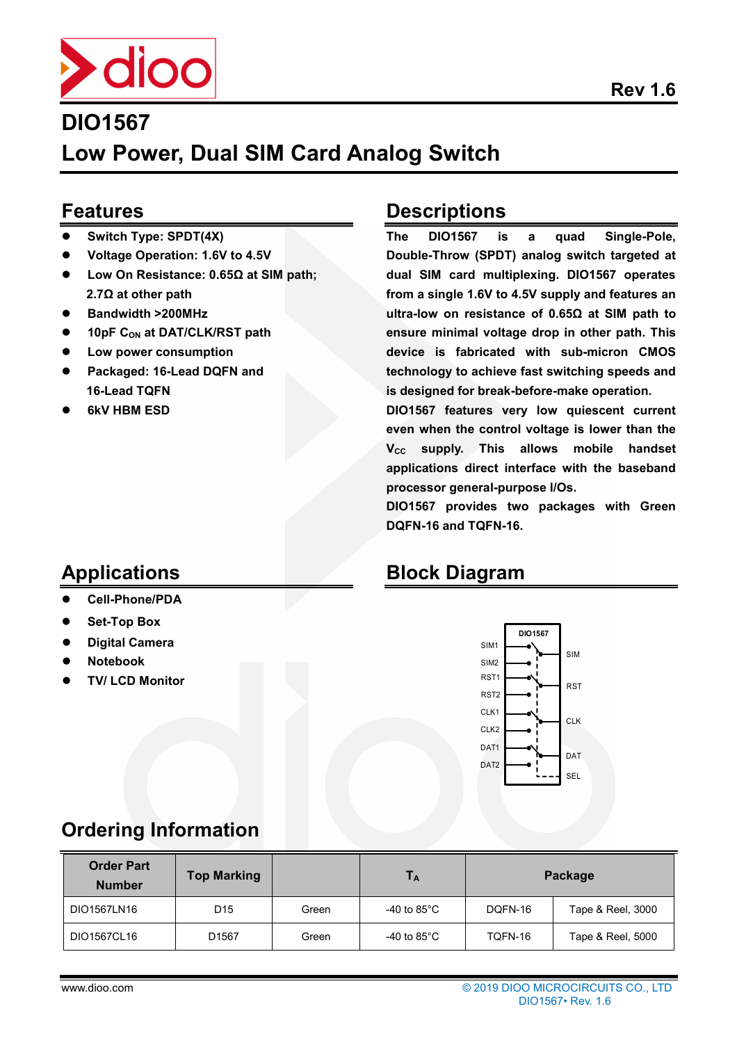# DIO1567

## Low Power, Dual SIM Card Analog Switch

## Features

- Switch Type: SPDT(4X)
- Voltage Operation: 1.6V to 4.5V
- Low On Resistance: 0.65Ω at SIM path; 2.7Ω at other path
- Bandwidth >200MHz
- 10pF $C_{ON}$ at DAT/CLK/RST path
- Low power consumption
- Packaged: 16-Lead DQFN and 16-Lead TQFN
- 6kV HBM ESD

## Descriptions

The DIO1567 is a quad Single-Pole, Double-Throw (SPDT) analog switch targeted at dual SIM card multiplexing. DIO1567 operates from a single 1.6V to 4.5V supply and features an ultra-low on resistance of 0.65Ω at SIM path to ensure minimal voltage drop in other path. This device is fabricated with sub-micron CMOS technology to achieve fast switching speeds and is designed for break-before-make operation.

DIO1567 features very low quiescent current even when the control voltage is lower than the $V_{CC}$ supply. This allows mobile handset applications direct interface with the baseband processor general-purpose I/Os.

DIO1567 provides two packages with Green DQFN-16 and TQFN-16.

## Applications

- Cell-Phone/PDA
- Set-Top Box
- Digital Camera
- Notebook
- TV/ LCD Monitor

## Block Diagram

DIO1567

SIM1, SIM2 → SIM; RST1, RST2 → RST; CLK1, CLK2 → CLK; DAT1, DAT2 → DAT; SEL

## Ordering Information

| Order Part Number | Top Marking | | $T_A$ | Package | |
|---|---|---|---|---|---|
| DIO1567LN16 | D15 | Green | -40 to 85°C | DQFN-16 | Tape & Reel, 3000 |
| DIO1567CL16 | D1567 | Green | -40 to 85°C | TQFN-16 | Tape & Reel, 5000 |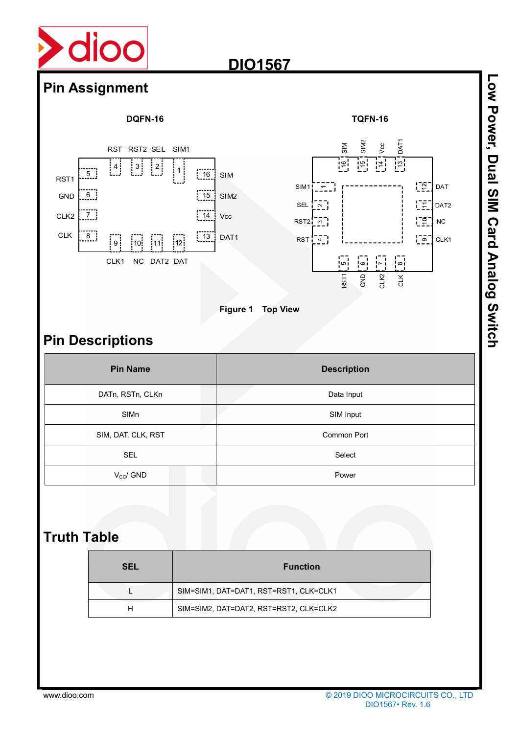## Pin Assignment

DQFN-16

TQFN-16

Figure 1 Top View

## Pin Descriptions

| Pin Name | Description |
| --- | --- |
| DATn, RSTn, CLKn | Data Input |
| SIMn | SIM Input |
| SIM, DAT, CLK, RST | Common Port |
| SEL | Select |
| $V_{CC}$/ GND | Power |

## Truth Table

| SEL | Function |
| --- | --- |
| L | SIM=SIM1, DAT=DAT1, RST=RST1, CLK=CLK1 |
| H | SIM=SIM2, DAT=DAT2, RST=RST2, CLK=CLK2 |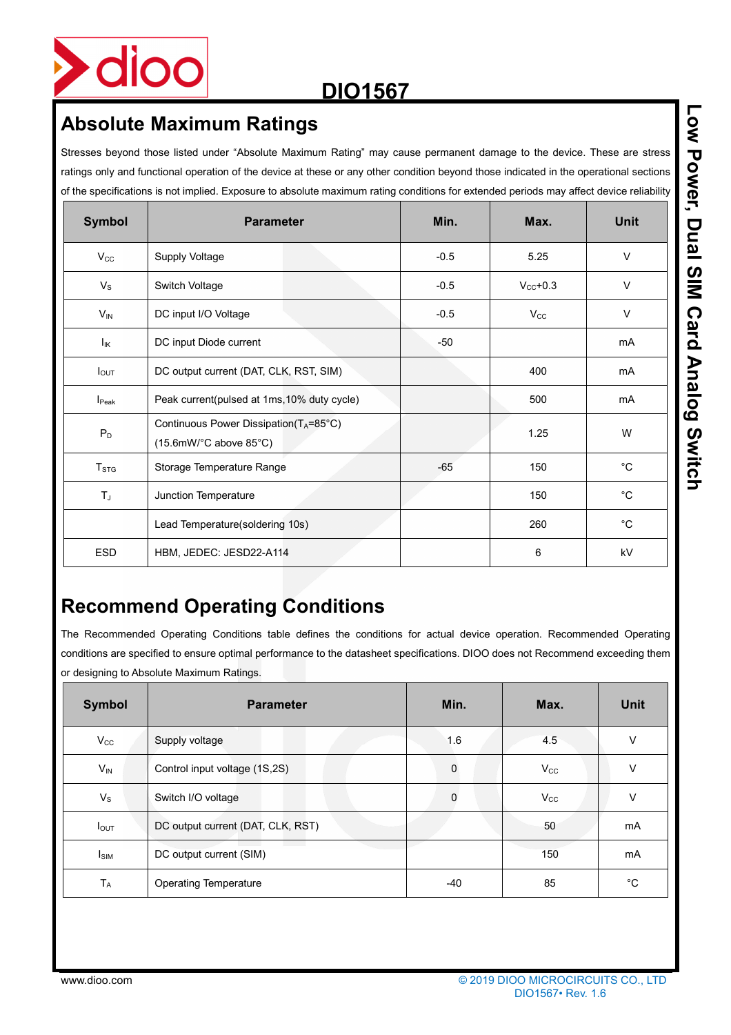## Absolute Maximum Ratings

Stresses beyond those listed under "Absolute Maximum Rating" may cause permanent damage to the device. These are stress ratings only and functional operation of the device at these or any other condition beyond those indicated in the operational sections of the specifications is not implied. Exposure to absolute maximum rating conditions for extended periods may affect device reliability

| Symbol | Parameter | Min. | Max. | Unit |
|---|---|---|---|---|
| $V_{CC}$ | Supply Voltage | -0.5 | 5.25 | V |
| $V_S$ | Switch Voltage | -0.5 | $V_{CC}$+0.3 | V |
| $V_{IN}$ | DC input I/O Voltage | -0.5 | $V_{CC}$ | V |
| $I_{IK}$ | DC input Diode current | -50 | | mA |
| $I_{OUT}$ | DC output current (DAT, CLK, RST, SIM) | | 400 | mA |
| $I_{Peak}$ | Peak current(pulsed at 1ms,10% duty cycle) | | 500 | mA |
| $P_D$ | Continuous Power Dissipation($T_A$=85°C) (15.6mW/°C above 85°C) | | 1.25 | W |
| $T_{STG}$ | Storage Temperature Range | -65 | 150 | °C |
| $T_J$ | Junction Temperature | | 150 | °C |
| | Lead Temperature(soldering 10s) | | 260 | °C |
| ESD | HBM, JEDEC: JESD22-A114 | | 6 | kV |

## Recommend Operating Conditions

The Recommended Operating Conditions table defines the conditions for actual device operation. Recommended Operating conditions are specified to ensure optimal performance to the datasheet specifications. DIOO does not Recommend exceeding them or designing to Absolute Maximum Ratings.

| Symbol | Parameter | Min. | Max. | Unit |
|---|---|---|---|---|
| $V_{CC}$ | Supply voltage | 1.6 | 4.5 | V |
| $V_{IN}$ | Control input voltage (1S,2S) | 0 | $V_{CC}$ | V |
| $V_S$ | Switch I/O voltage | 0 | $V_{CC}$ | V |
| $I_{OUT}$ | DC output current (DAT, CLK, RST) | | 50 | mA |
| $I_{SIM}$ | DC output current (SIM) | | 150 | mA |
| $T_A$ | Operating Temperature | -40 | 85 | °C |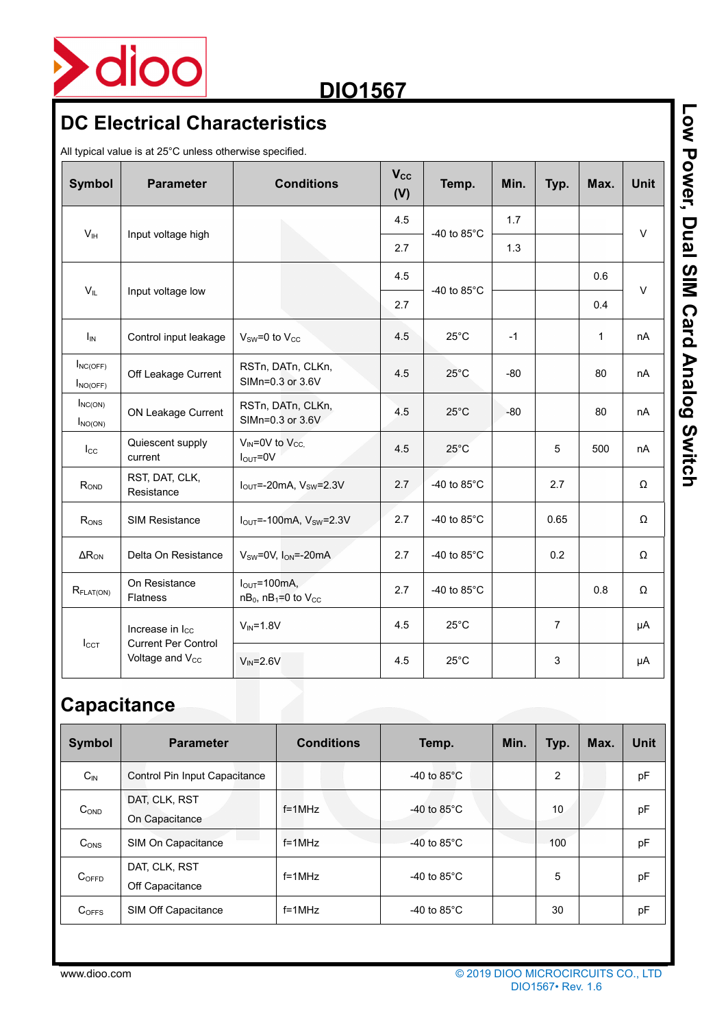## DC Electrical Characteristics

All typical value is at 25°C unless otherwise specified.

| Symbol | Parameter | Conditions | $V_{CC}$ (V) | Temp. | Min. | Typ. | Max. | Unit |
|---|---|---|---|---|---|---|---|---|
| $V_{IH}$ | Input voltage high | | 4.5 | -40 to 85°C | 1.7 | | | V |
| | | | 2.7 | | 1.3 | | | |
| $V_{IL}$ | Input voltage low | | 4.5 | -40 to 85°C | | | 0.6 | V |
| | | | 2.7 | | | | 0.4 | |
| $I_{IN}$ | Control input leakage | $V_{SW}$=0 to $V_{CC}$ | 4.5 | 25°C | -1 | | 1 | nA |
| $I_{NC(OFF)}$ $I_{NO(OFF)}$ | Off Leakage Current | RSTn, DATn, CLKn, SIMn=0.3 or 3.6V | 4.5 | 25°C | -80 | | 80 | nA |
| $I_{NC(ON)}$ $I_{NO(ON)}$ | ON Leakage Current | RSTn, DATn, CLKn, SIMn=0.3 or 3.6V | 4.5 | 25°C | -80 | | 80 | nA |
| $I_{CC}$ | Quiescent supply current | $V_{IN}$=0V to $V_{CC}$, $I_{OUT}$=0V | 4.5 | 25°C | | 5 | 500 | nA |
| $R_{OND}$ | RST, DAT, CLK, Resistance | $I_{OUT}$=-20mA, $V_{SW}$=2.3V | 2.7 | -40 to 85°C | | 2.7 | | Ω |
| $R_{ONS}$ | SIM Resistance | $I_{OUT}$=-100mA, $V_{SW}$=2.3V | 2.7 | -40 to 85°C | | 0.65 | | Ω |
| $\Delta R_{ON}$ | Delta On Resistance | $V_{SW}$=0V, $I_{ON}$=-20mA | 2.7 | -40 to 85°C | | 0.2 | | Ω |
| $R_{FLAT(ON)}$ | On Resistance Flatness | $I_{OUT}$=100mA, $nB_0$, $nB_1$=0 to $V_{CC}$ | 2.7 | -40 to 85°C | | | 0.8 | Ω |
| $I_{CCT}$ | Increase in $I_{CC}$ Current Per Control Voltage and $V_{CC}$ | $V_{IN}$=1.8V | 4.5 | 25°C | | 7 | | μA |
| | | $V_{IN}$=2.6V | 4.5 | 25°C | | 3 | | μA |

## Capacitance

| Symbol | Parameter | Conditions | Temp. | Min. | Typ. | Max. | Unit |
|---|---|---|---|---|---|---|---|
| $C_{IN}$ | Control Pin Input Capacitance | | -40 to 85°C | | 2 | | pF |
| $C_{OND}$ | DAT, CLK, RST On Capacitance | f=1MHz | -40 to 85°C | | 10 | | pF |
| $C_{ONS}$ | SIM On Capacitance | f=1MHz | -40 to 85°C | | 100 | | pF |
| $C_{OFFD}$ | DAT, CLK, RST Off Capacitance | f=1MHz | -40 to 85°C | | 5 | | pF |
| $C_{OFFS}$ | SIM Off Capacitance | f=1MHz | -40 to 85°C | | 30 | | pF |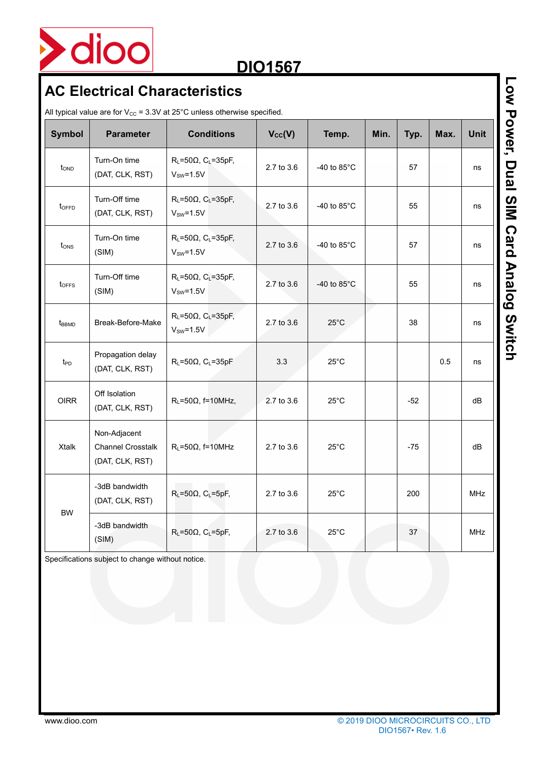## AC Electrical Characteristics

All typical value are for $V_{CC}$ = 3.3V at 25°C unless otherwise specified.

| Symbol | Parameter | Conditions | $V_{CC}$(V) | Temp. | Min. | Typ. | Max. | Unit |
|---|---|---|---|---|---|---|---|---|
| $t_{OND}$ | Turn-On time (DAT, CLK, RST) | $R_L$=50Ω, $C_L$=35pF, $V_{SW}$=1.5V | 2.7 to 3.6 | -40 to 85°C | | 57 | | ns |
| $t_{OFFD}$ | Turn-Off time (DAT, CLK, RST) | $R_L$=50Ω, $C_L$=35pF, $V_{SW}$=1.5V | 2.7 to 3.6 | -40 to 85°C | | 55 | | ns |
| $t_{ONS}$ | Turn-On time (SIM) | $R_L$=50Ω, $C_L$=35pF, $V_{SW}$=1.5V | 2.7 to 3.6 | -40 to 85°C | | 57 | | ns |
| $t_{OFFS}$ | Turn-Off time (SIM) | $R_L$=50Ω, $C_L$=35pF, $V_{SW}$=1.5V | 2.7 to 3.6 | -40 to 85°C | | 55 | | ns |
| $t_{BBMD}$ | Break-Before-Make | $R_L$=50Ω, $C_L$=35pF, $V_{SW}$=1.5V | 2.7 to 3.6 | 25°C | | 38 | | ns |
| $t_{PD}$ | Propagation delay (DAT, CLK, RST) | $R_L$=50Ω, $C_L$=35pF | 3.3 | 25°C | | | 0.5 | ns |
| OIRR | Off Isolation (DAT, CLK, RST) | $R_L$=50Ω, f=10MHz, | 2.7 to 3.6 | 25°C | | -52 | | dB |
| Xtalk | Non-Adjacent Channel Crosstalk (DAT, CLK, RST) | $R_L$=50Ω, f=10MHz | 2.7 to 3.6 | 25°C | | -75 | | dB |
| BW | -3dB bandwidth (DAT, CLK, RST) | $R_L$=50Ω, $C_L$=5pF, | 2.7 to 3.6 | 25°C | | 200 | | MHz |
| | -3dB bandwidth (SIM) | $R_L$=50Ω, $C_L$=5pF, | 2.7 to 3.6 | 25°C | | 37 | | MHz |

Specifications subject to change without notice.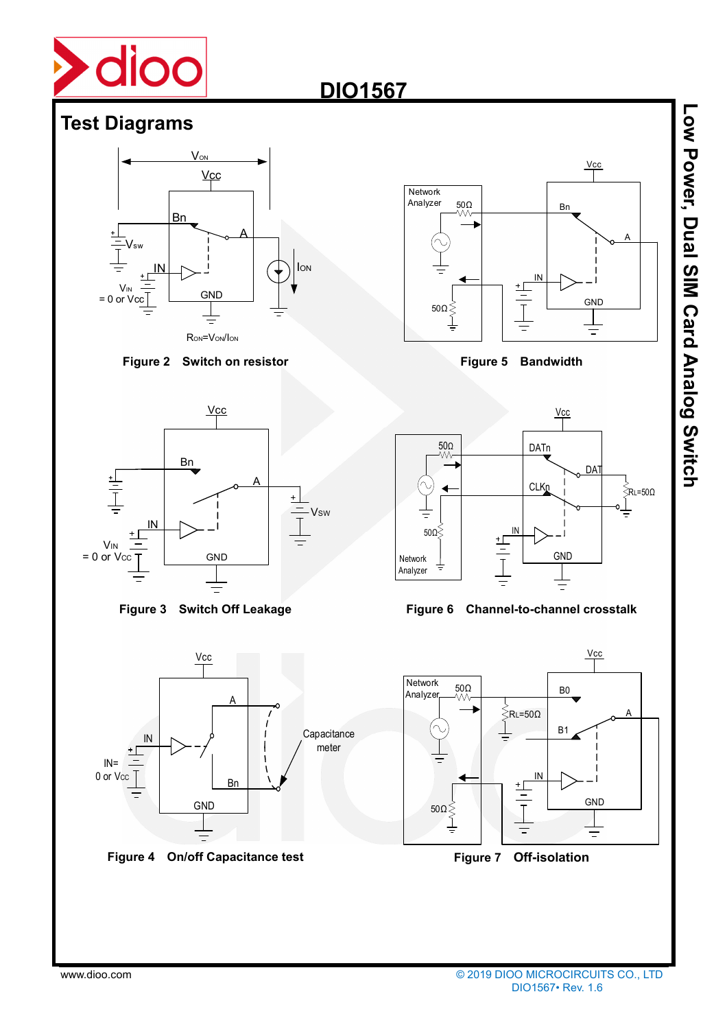## Test Diagrams

$R_{ON}=V_{ON}/I_{ON}$

**Figure 2 Switch on resistor**

**Figure 5 Bandwidth**

**Figure 3 Switch Off Leakage**

**Figure 6 Channel-to-channel crosstalk**

**Figure 4 On/off Capacitance test**

**Figure 7 Off-isolation**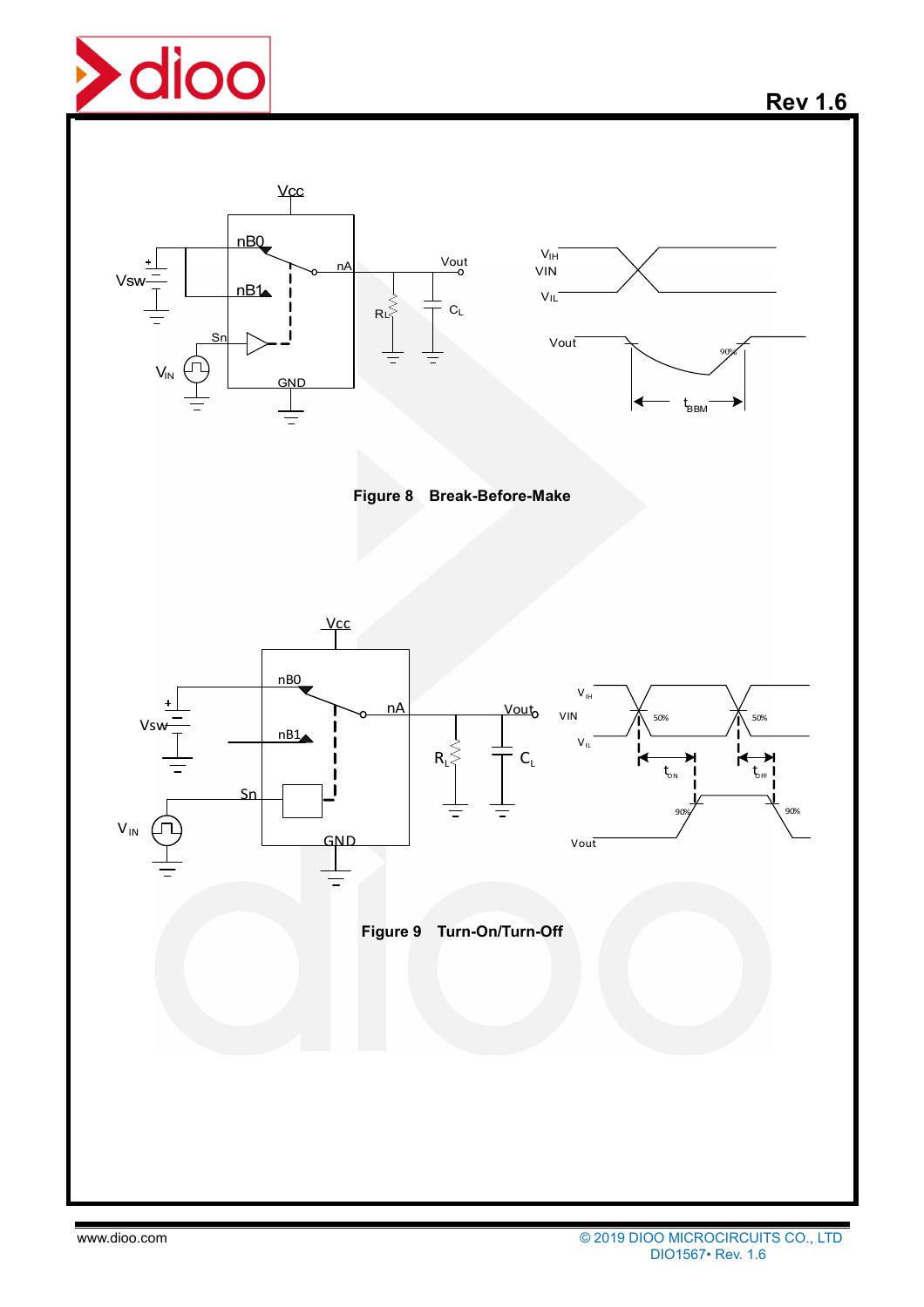Figure 8 Break-Before-Make

Figure 9 Turn-On/Turn-Off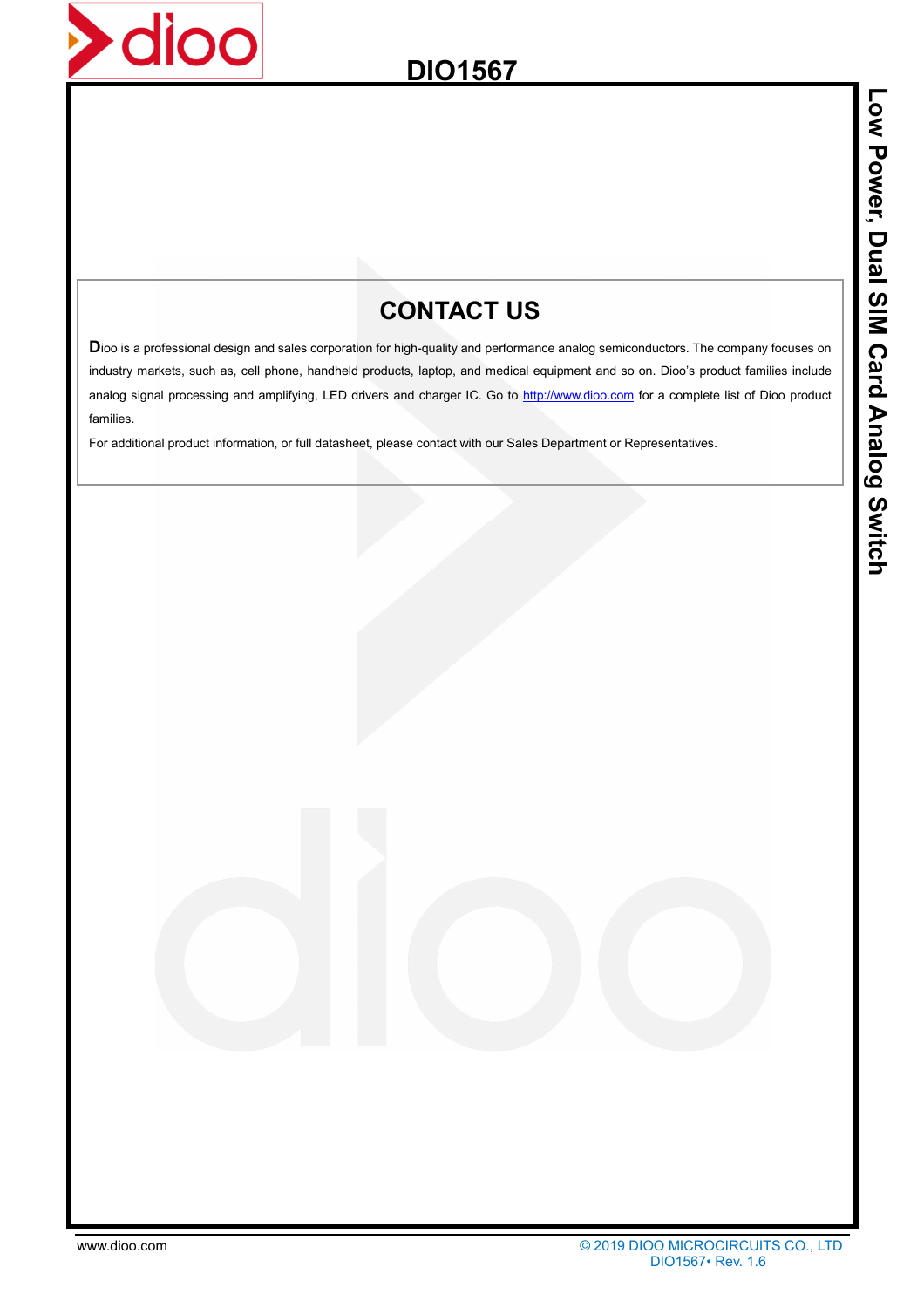## CONTACT US

**D**ioo is a professional design and sales corporation for high-quality and performance analog semiconductors. The company focuses on industry markets, such as, cell phone, handheld products, laptop, and medical equipment and so on. Dioo's product families include analog signal processing and amplifying, LED drivers and charger IC. Go to http://www.dioo.com for a complete list of Dioo product families.

For additional product information, or full datasheet, please contact with our Sales Department or Representatives.